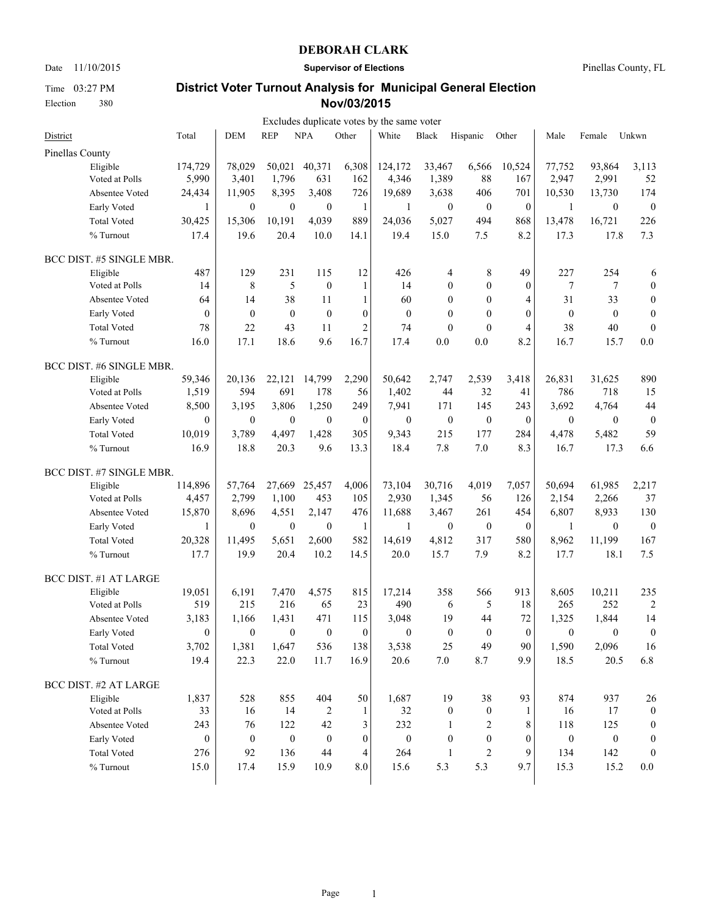# DEBORAH CLARK

Date 11/10/2015 **Supervisor of Elections** Pinellas County, FL

Time 03:27 PM

Election 380

## District Voter Turnout Analysis for Municipal General Election Nov/03/2015

Excludes duplicate votes by the same voter

| District | Total | DEM | REP | NPA | Other | White | Black | Hispanic | Other | Male | Female | Unkwn |
|---|---|---|---|---|---|---|---|---|---|---|---|---|
| **Pinellas County** | | | | | | | | | | | | |
| Eligible | 174,729 | 78,029 | 50,021 | 40,371 | 6,308 | 124,172 | 33,467 | 6,566 | 10,524 | 77,752 | 93,864 | 3,113 |
| Voted at Polls | 5,990 | 3,401 | 1,796 | 631 | 162 | 4,346 | 1,389 | 88 | 167 | 2,947 | 2,991 | 52 |
| Absentee Voted | 24,434 | 11,905 | 8,395 | 3,408 | 726 | 19,689 | 3,638 | 406 | 701 | 10,530 | 13,730 | 174 |
| Early Voted | 1 | 0 | 0 | 0 | 1 | 1 | 0 | 0 | 0 | 1 | 0 | 0 |
| Total Voted | 30,425 | 15,306 | 10,191 | 4,039 | 889 | 24,036 | 5,027 | 494 | 868 | 13,478 | 16,721 | 226 |
| % Turnout | 17.4 | 19.6 | 20.4 | 10.0 | 14.1 | 19.4 | 15.0 | 7.5 | 8.2 | 17.3 | 17.8 | 7.3 |
| **BCC DIST. #5 SINGLE MBR.** | | | | | | | | | | | | |
| Eligible | 487 | 129 | 231 | 115 | 12 | 426 | 4 | 8 | 49 | 227 | 254 | 6 |
| Voted at Polls | 14 | 8 | 5 | 0 | 1 | 14 | 0 | 0 | 0 | 7 | 7 | 0 |
| Absentee Voted | 64 | 14 | 38 | 11 | 1 | 60 | 0 | 0 | 4 | 31 | 33 | 0 |
| Early Voted | 0 | 0 | 0 | 0 | 0 | 0 | 0 | 0 | 0 | 0 | 0 | 0 |
| Total Voted | 78 | 22 | 43 | 11 | 2 | 74 | 0 | 0 | 4 | 38 | 40 | 0 |
| % Turnout | 16.0 | 17.1 | 18.6 | 9.6 | 16.7 | 17.4 | 0.0 | 0.0 | 8.2 | 16.7 | 15.7 | 0.0 |
| **BCC DIST. #6 SINGLE MBR.** | | | | | | | | | | | | |
| Eligible | 59,346 | 20,136 | 22,121 | 14,799 | 2,290 | 50,642 | 2,747 | 2,539 | 3,418 | 26,831 | 31,625 | 890 |
| Voted at Polls | 1,519 | 594 | 691 | 178 | 56 | 1,402 | 44 | 32 | 41 | 786 | 718 | 15 |
| Absentee Voted | 8,500 | 3,195 | 3,806 | 1,250 | 249 | 7,941 | 171 | 145 | 243 | 3,692 | 4,764 | 44 |
| Early Voted | 0 | 0 | 0 | 0 | 0 | 0 | 0 | 0 | 0 | 0 | 0 | 0 |
| Total Voted | 10,019 | 3,789 | 4,497 | 1,428 | 305 | 9,343 | 215 | 177 | 284 | 4,478 | 5,482 | 59 |
| % Turnout | 16.9 | 18.8 | 20.3 | 9.6 | 13.3 | 18.4 | 7.8 | 7.0 | 8.3 | 16.7 | 17.3 | 6.6 |
| **BCC DIST. #7 SINGLE MBR.** | | | | | | | | | | | | |
| Eligible | 114,896 | 57,764 | 27,669 | 25,457 | 4,006 | 73,104 | 30,716 | 4,019 | 7,057 | 50,694 | 61,985 | 2,217 |
| Voted at Polls | 4,457 | 2,799 | 1,100 | 453 | 105 | 2,930 | 1,345 | 56 | 126 | 2,154 | 2,266 | 37 |
| Absentee Voted | 15,870 | 8,696 | 4,551 | 2,147 | 476 | 11,688 | 3,467 | 261 | 454 | 6,807 | 8,933 | 130 |
| Early Voted | 1 | 0 | 0 | 0 | 1 | 1 | 0 | 0 | 0 | 1 | 0 | 0 |
| Total Voted | 20,328 | 11,495 | 5,651 | 2,600 | 582 | 14,619 | 4,812 | 317 | 580 | 8,962 | 11,199 | 167 |
| % Turnout | 17.7 | 19.9 | 20.4 | 10.2 | 14.5 | 20.0 | 15.7 | 7.9 | 8.2 | 17.7 | 18.1 | 7.5 |
| **BCC DIST. #1 AT LARGE** | | | | | | | | | | | | |
| Eligible | 19,051 | 6,191 | 7,470 | 4,575 | 815 | 17,214 | 358 | 566 | 913 | 8,605 | 10,211 | 235 |
| Voted at Polls | 519 | 215 | 216 | 65 | 23 | 490 | 6 | 5 | 18 | 265 | 252 | 2 |
| Absentee Voted | 3,183 | 1,166 | 1,431 | 471 | 115 | 3,048 | 19 | 44 | 72 | 1,325 | 1,844 | 14 |
| Early Voted | 0 | 0 | 0 | 0 | 0 | 0 | 0 | 0 | 0 | 0 | 0 | 0 |
| Total Voted | 3,702 | 1,381 | 1,647 | 536 | 138 | 3,538 | 25 | 49 | 90 | 1,590 | 2,096 | 16 |
| % Turnout | 19.4 | 22.3 | 22.0 | 11.7 | 16.9 | 20.6 | 7.0 | 8.7 | 9.9 | 18.5 | 20.5 | 6.8 |
| **BCC DIST. #2 AT LARGE** | | | | | | | | | | | | |
| Eligible | 1,837 | 528 | 855 | 404 | 50 | 1,687 | 19 | 38 | 93 | 874 | 937 | 26 |
| Voted at Polls | 33 | 16 | 14 | 2 | 1 | 32 | 0 | 0 | 1 | 16 | 17 | 0 |
| Absentee Voted | 243 | 76 | 122 | 42 | 3 | 232 | 1 | 2 | 8 | 118 | 125 | 0 |
| Early Voted | 0 | 0 | 0 | 0 | 0 | 0 | 0 | 0 | 0 | 0 | 0 | 0 |
| Total Voted | 276 | 92 | 136 | 44 | 4 | 264 | 1 | 2 | 9 | 134 | 142 | 0 |
| % Turnout | 15.0 | 17.4 | 15.9 | 10.9 | 8.0 | 15.6 | 5.3 | 5.3 | 9.7 | 15.3 | 15.2 | 0.0 |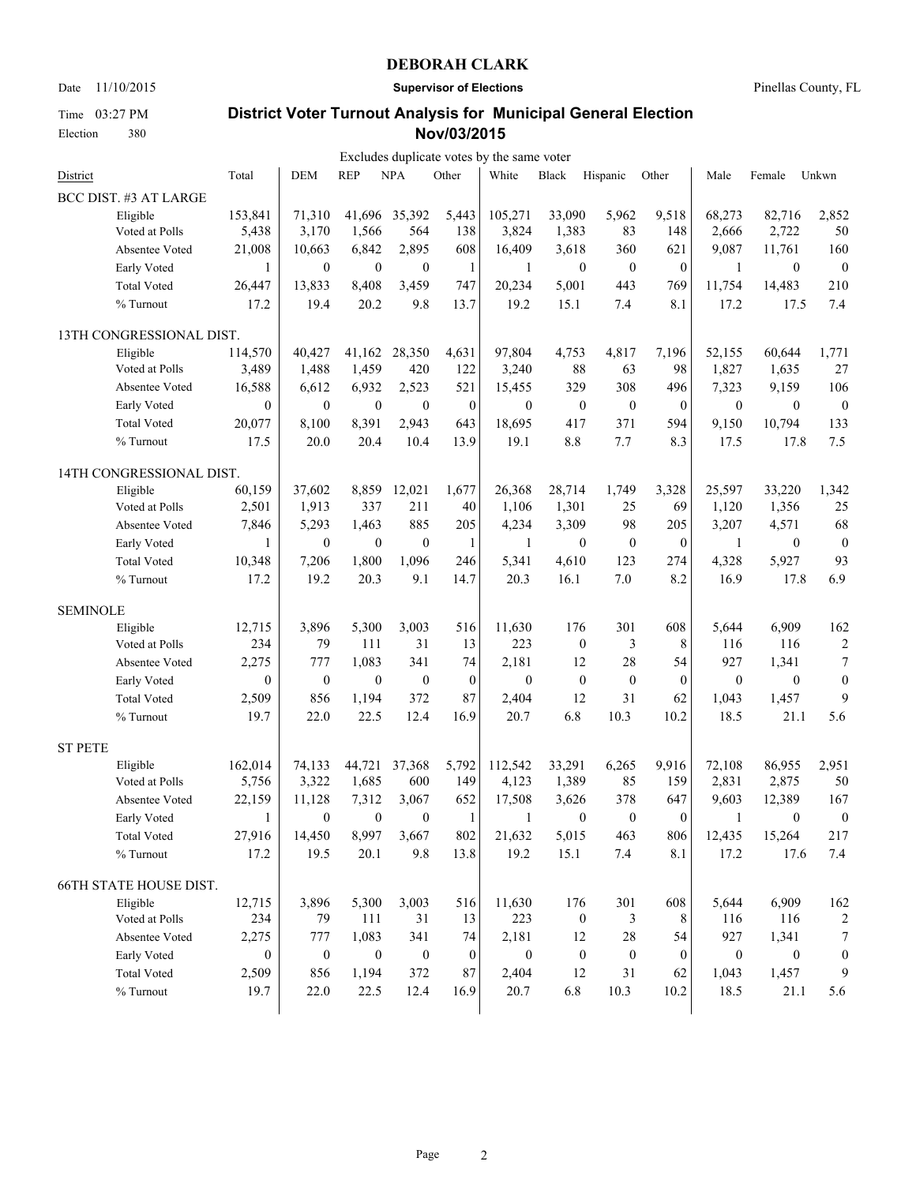# DEBORAH CLARK

Date 11/10/2015 **Supervisor of Elections** Pinellas County, FL

Time 03:27 PM

Election 380

## District Voter Turnout Analysis for Municipal General Election Nov/03/2015

Excludes duplicate votes by the same voter

| District | Total | DEM | REP | NPA | Other | White | Black | Hispanic | Other | Male | Female | Unkwn |
|---|---|---|---|---|---|---|---|---|---|---|---|---|
| **BCC DIST. #3 AT LARGE** | | | | | | | | | | | | |
| Eligible | 153,841 | 71,310 | 41,696 | 35,392 | 5,443 | 105,271 | 33,090 | 5,962 | 9,518 | 68,273 | 82,716 | 2,852 |
| Voted at Polls | 5,438 | 3,170 | 1,566 | 564 | 138 | 3,824 | 1,383 | 83 | 148 | 2,666 | 2,722 | 50 |
| Absentee Voted | 21,008 | 10,663 | 6,842 | 2,895 | 608 | 16,409 | 3,618 | 360 | 621 | 9,087 | 11,761 | 160 |
| Early Voted | 1 | 0 | 0 | 0 | 1 | 1 | 0 | 0 | 0 | 1 | 0 | 0 |
| Total Voted | 26,447 | 13,833 | 8,408 | 3,459 | 747 | 20,234 | 5,001 | 443 | 769 | 11,754 | 14,483 | 210 |
| % Turnout | 17.2 | 19.4 | 20.2 | 9.8 | 13.7 | 19.2 | 15.1 | 7.4 | 8.1 | 17.2 | 17.5 | 7.4 |
| **13TH CONGRESSIONAL DIST.** | | | | | | | | | | | | |
| Eligible | 114,570 | 40,427 | 41,162 | 28,350 | 4,631 | 97,804 | 4,753 | 4,817 | 7,196 | 52,155 | 60,644 | 1,771 |
| Voted at Polls | 3,489 | 1,488 | 1,459 | 420 | 122 | 3,240 | 88 | 63 | 98 | 1,827 | 1,635 | 27 |
| Absentee Voted | 16,588 | 6,612 | 6,932 | 2,523 | 521 | 15,455 | 329 | 308 | 496 | 7,323 | 9,159 | 106 |
| Early Voted | 0 | 0 | 0 | 0 | 0 | 0 | 0 | 0 | 0 | 0 | 0 | 0 |
| Total Voted | 20,077 | 8,100 | 8,391 | 2,943 | 643 | 18,695 | 417 | 371 | 594 | 9,150 | 10,794 | 133 |
| % Turnout | 17.5 | 20.0 | 20.4 | 10.4 | 13.9 | 19.1 | 8.8 | 7.7 | 8.3 | 17.5 | 17.8 | 7.5 |
| **14TH CONGRESSIONAL DIST.** | | | | | | | | | | | | |
| Eligible | 60,159 | 37,602 | 8,859 | 12,021 | 1,677 | 26,368 | 28,714 | 1,749 | 3,328 | 25,597 | 33,220 | 1,342 |
| Voted at Polls | 2,501 | 1,913 | 337 | 211 | 40 | 1,106 | 1,301 | 25 | 69 | 1,120 | 1,356 | 25 |
| Absentee Voted | 7,846 | 5,293 | 1,463 | 885 | 205 | 4,234 | 3,309 | 98 | 205 | 3,207 | 4,571 | 68 |
| Early Voted | 1 | 0 | 0 | 0 | 1 | 1 | 0 | 0 | 0 | 1 | 0 | 0 |
| Total Voted | 10,348 | 7,206 | 1,800 | 1,096 | 246 | 5,341 | 4,610 | 123 | 274 | 4,328 | 5,927 | 93 |
| % Turnout | 17.2 | 19.2 | 20.3 | 9.1 | 14.7 | 20.3 | 16.1 | 7.0 | 8.2 | 16.9 | 17.8 | 6.9 |
| **SEMINOLE** | | | | | | | | | | | | |
| Eligible | 12,715 | 3,896 | 5,300 | 3,003 | 516 | 11,630 | 176 | 301 | 608 | 5,644 | 6,909 | 162 |
| Voted at Polls | 234 | 79 | 111 | 31 | 13 | 223 | 0 | 3 | 8 | 116 | 116 | 2 |
| Absentee Voted | 2,275 | 777 | 1,083 | 341 | 74 | 2,181 | 12 | 28 | 54 | 927 | 1,341 | 7 |
| Early Voted | 0 | 0 | 0 | 0 | 0 | 0 | 0 | 0 | 0 | 0 | 0 | 0 |
| Total Voted | 2,509 | 856 | 1,194 | 372 | 87 | 2,404 | 12 | 31 | 62 | 1,043 | 1,457 | 9 |
| % Turnout | 19.7 | 22.0 | 22.5 | 12.4 | 16.9 | 20.7 | 6.8 | 10.3 | 10.2 | 18.5 | 21.1 | 5.6 |
| **ST PETE** | | | | | | | | | | | | |
| Eligible | 162,014 | 74,133 | 44,721 | 37,368 | 5,792 | 112,542 | 33,291 | 6,265 | 9,916 | 72,108 | 86,955 | 2,951 |
| Voted at Polls | 5,756 | 3,322 | 1,685 | 600 | 149 | 4,123 | 1,389 | 85 | 159 | 2,831 | 2,875 | 50 |
| Absentee Voted | 22,159 | 11,128 | 7,312 | 3,067 | 652 | 17,508 | 3,626 | 378 | 647 | 9,603 | 12,389 | 167 |
| Early Voted | 1 | 0 | 0 | 0 | 1 | 1 | 0 | 0 | 0 | 1 | 0 | 0 |
| Total Voted | 27,916 | 14,450 | 8,997 | 3,667 | 802 | 21,632 | 5,015 | 463 | 806 | 12,435 | 15,264 | 217 |
| % Turnout | 17.2 | 19.5 | 20.1 | 9.8 | 13.8 | 19.2 | 15.1 | 7.4 | 8.1 | 17.2 | 17.6 | 7.4 |
| **66TH STATE HOUSE DIST.** | | | | | | | | | | | | |
| Eligible | 12,715 | 3,896 | 5,300 | 3,003 | 516 | 11,630 | 176 | 301 | 608 | 5,644 | 6,909 | 162 |
| Voted at Polls | 234 | 79 | 111 | 31 | 13 | 223 | 0 | 3 | 8 | 116 | 116 | 2 |
| Absentee Voted | 2,275 | 777 | 1,083 | 341 | 74 | 2,181 | 12 | 28 | 54 | 927 | 1,341 | 7 |
| Early Voted | 0 | 0 | 0 | 0 | 0 | 0 | 0 | 0 | 0 | 0 | 0 | 0 |
| Total Voted | 2,509 | 856 | 1,194 | 372 | 87 | 2,404 | 12 | 31 | 62 | 1,043 | 1,457 | 9 |
| % Turnout | 19.7 | 22.0 | 22.5 | 12.4 | 16.9 | 20.7 | 6.8 | 10.3 | 10.2 | 18.5 | 21.1 | 5.6 |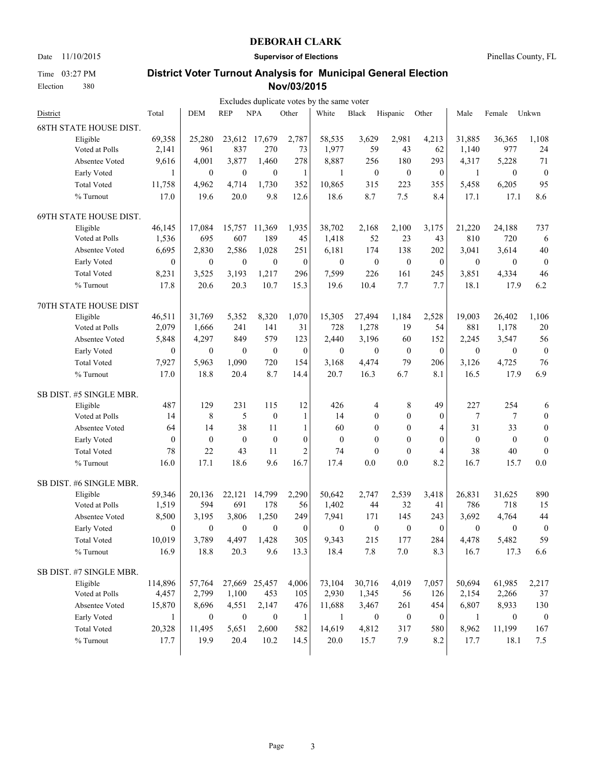# DEBORAH CLARK

Date 11/10/2015 **Supervisor of Elections** Pinellas County, FL

Time 03:27 PM

Election 380

## District Voter Turnout Analysis for Municipal General Election Nov/03/2015

Excludes duplicate votes by the same voter

| District | Total | DEM | REP | NPA | Other | White | Black | Hispanic | Other | Male | Female | Unkwn |
|---|---|---|---|---|---|---|---|---|---|---|---|---|
| **68TH STATE HOUSE DIST.** | | | | | | | | | | | | |
| Eligible | 69,358 | 25,280 | 23,612 | 17,679 | 2,787 | 58,535 | 3,629 | 2,981 | 4,213 | 31,885 | 36,365 | 1,108 |
| Voted at Polls | 2,141 | 961 | 837 | 270 | 73 | 1,977 | 59 | 43 | 62 | 1,140 | 977 | 24 |
| Absentee Voted | 9,616 | 4,001 | 3,877 | 1,460 | 278 | 8,887 | 256 | 180 | 293 | 4,317 | 5,228 | 71 |
| Early Voted | 1 | 0 | 0 | 0 | 1 | 1 | 0 | 0 | 0 | 1 | 0 | 0 |
| Total Voted | 11,758 | 4,962 | 4,714 | 1,730 | 352 | 10,865 | 315 | 223 | 355 | 5,458 | 6,205 | 95 |
| % Turnout | 17.0 | 19.6 | 20.0 | 9.8 | 12.6 | 18.6 | 8.7 | 7.5 | 8.4 | 17.1 | 17.1 | 8.6 |
| **69TH STATE HOUSE DIST.** | | | | | | | | | | | | |
| Eligible | 46,145 | 17,084 | 15,757 | 11,369 | 1,935 | 38,702 | 2,168 | 2,100 | 3,175 | 21,220 | 24,188 | 737 |
| Voted at Polls | 1,536 | 695 | 607 | 189 | 45 | 1,418 | 52 | 23 | 43 | 810 | 720 | 6 |
| Absentee Voted | 6,695 | 2,830 | 2,586 | 1,028 | 251 | 6,181 | 174 | 138 | 202 | 3,041 | 3,614 | 40 |
| Early Voted | 0 | 0 | 0 | 0 | 0 | 0 | 0 | 0 | 0 | 0 | 0 | 0 |
| Total Voted | 8,231 | 3,525 | 3,193 | 1,217 | 296 | 7,599 | 226 | 161 | 245 | 3,851 | 4,334 | 46 |
| % Turnout | 17.8 | 20.6 | 20.3 | 10.7 | 15.3 | 19.6 | 10.4 | 7.7 | 7.7 | 18.1 | 17.9 | 6.2 |
| **70TH STATE HOUSE DIST** | | | | | | | | | | | | |
| Eligible | 46,511 | 31,769 | 5,352 | 8,320 | 1,070 | 15,305 | 27,494 | 1,184 | 2,528 | 19,003 | 26,402 | 1,106 |
| Voted at Polls | 2,079 | 1,666 | 241 | 141 | 31 | 728 | 1,278 | 19 | 54 | 881 | 1,178 | 20 |
| Absentee Voted | 5,848 | 4,297 | 849 | 579 | 123 | 2,440 | 3,196 | 60 | 152 | 2,245 | 3,547 | 56 |
| Early Voted | 0 | 0 | 0 | 0 | 0 | 0 | 0 | 0 | 0 | 0 | 0 | 0 |
| Total Voted | 7,927 | 5,963 | 1,090 | 720 | 154 | 3,168 | 4,474 | 79 | 206 | 3,126 | 4,725 | 76 |
| % Turnout | 17.0 | 18.8 | 20.4 | 8.7 | 14.4 | 20.7 | 16.3 | 6.7 | 8.1 | 16.5 | 17.9 | 6.9 |
| **SB DIST. #5 SINGLE MBR.** | | | | | | | | | | | | |
| Eligible | 487 | 129 | 231 | 115 | 12 | 426 | 4 | 8 | 49 | 227 | 254 | 6 |
| Voted at Polls | 14 | 8 | 5 | 0 | 1 | 14 | 0 | 0 | 0 | 7 | 7 | 0 |
| Absentee Voted | 64 | 14 | 38 | 11 | 1 | 60 | 0 | 0 | 4 | 31 | 33 | 0 |
| Early Voted | 0 | 0 | 0 | 0 | 0 | 0 | 0 | 0 | 0 | 0 | 0 | 0 |
| Total Voted | 78 | 22 | 43 | 11 | 2 | 74 | 0 | 0 | 4 | 38 | 40 | 0 |
| % Turnout | 16.0 | 17.1 | 18.6 | 9.6 | 16.7 | 17.4 | 0.0 | 0.0 | 8.2 | 16.7 | 15.7 | 0.0 |
| **SB DIST. #6 SINGLE MBR.** | | | | | | | | | | | | |
| Eligible | 59,346 | 20,136 | 22,121 | 14,799 | 2,290 | 50,642 | 2,747 | 2,539 | 3,418 | 26,831 | 31,625 | 890 |
| Voted at Polls | 1,519 | 594 | 691 | 178 | 56 | 1,402 | 44 | 32 | 41 | 786 | 718 | 15 |
| Absentee Voted | 8,500 | 3,195 | 3,806 | 1,250 | 249 | 7,941 | 171 | 145 | 243 | 3,692 | 4,764 | 44 |
| Early Voted | 0 | 0 | 0 | 0 | 0 | 0 | 0 | 0 | 0 | 0 | 0 | 0 |
| Total Voted | 10,019 | 3,789 | 4,497 | 1,428 | 305 | 9,343 | 215 | 177 | 284 | 4,478 | 5,482 | 59 |
| % Turnout | 16.9 | 18.8 | 20.3 | 9.6 | 13.3 | 18.4 | 7.8 | 7.0 | 8.3 | 16.7 | 17.3 | 6.6 |
| **SB DIST. #7 SINGLE MBR.** | | | | | | | | | | | | |
| Eligible | 114,896 | 57,764 | 27,669 | 25,457 | 4,006 | 73,104 | 30,716 | 4,019 | 7,057 | 50,694 | 61,985 | 2,217 |
| Voted at Polls | 4,457 | 2,799 | 1,100 | 453 | 105 | 2,930 | 1,345 | 56 | 126 | 2,154 | 2,266 | 37 |
| Absentee Voted | 15,870 | 8,696 | 4,551 | 2,147 | 476 | 11,688 | 3,467 | 261 | 454 | 6,807 | 8,933 | 130 |
| Early Voted | 1 | 0 | 0 | 0 | 1 | 1 | 0 | 0 | 0 | 1 | 0 | 0 |
| Total Voted | 20,328 | 11,495 | 5,651 | 2,600 | 582 | 14,619 | 4,812 | 317 | 580 | 8,962 | 11,199 | 167 |
| % Turnout | 17.7 | 19.9 | 20.4 | 10.2 | 14.5 | 20.0 | 15.7 | 7.9 | 8.2 | 17.7 | 18.1 | 7.5 |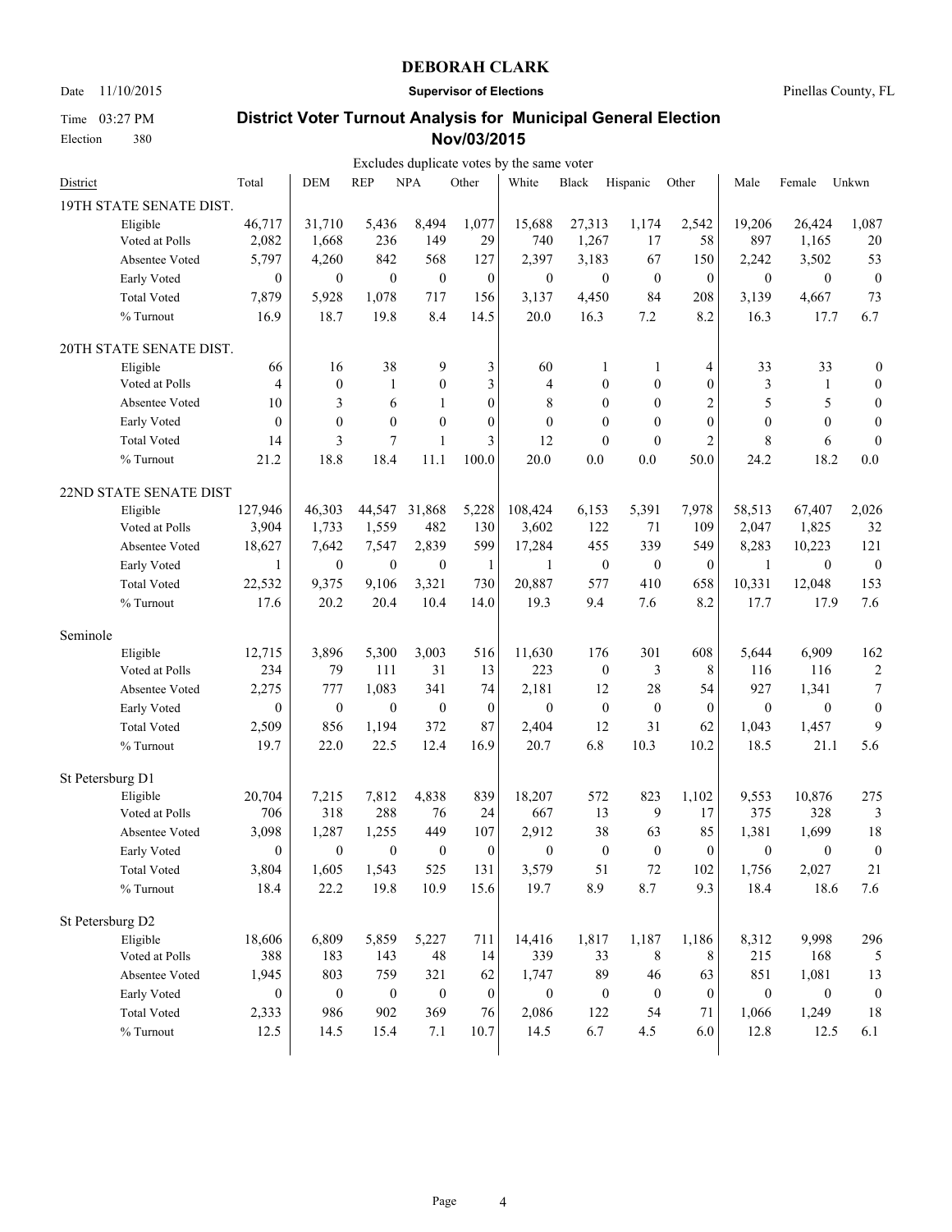# DEBORAH CLARK

Date 11/10/2015 **Supervisor of Elections** Pinellas County, FL

Time 03:27 PM

Election 380

## District Voter Turnout Analysis for Municipal General Election Nov/03/2015

Excludes duplicate votes by the same voter

| District | Total | DEM | REP | NPA | Other | White | Black | Hispanic | Other | Male | Female | Unkwn |
|---|---|---|---|---|---|---|---|---|---|---|---|---|
| **19TH STATE SENATE DIST.** | | | | | | | | | | | | |
| Eligible | 46,717 | 31,710 | 5,436 | 8,494 | 1,077 | 15,688 | 27,313 | 1,174 | 2,542 | 19,206 | 26,424 | 1,087 |
| Voted at Polls | 2,082 | 1,668 | 236 | 149 | 29 | 740 | 1,267 | 17 | 58 | 897 | 1,165 | 20 |
| Absentee Voted | 5,797 | 4,260 | 842 | 568 | 127 | 2,397 | 3,183 | 67 | 150 | 2,242 | 3,502 | 53 |
| Early Voted | 0 | 0 | 0 | 0 | 0 | 0 | 0 | 0 | 0 | 0 | 0 | 0 |
| Total Voted | 7,879 | 5,928 | 1,078 | 717 | 156 | 3,137 | 4,450 | 84 | 208 | 3,139 | 4,667 | 73 |
| % Turnout | 16.9 | 18.7 | 19.8 | 8.4 | 14.5 | 20.0 | 16.3 | 7.2 | 8.2 | 16.3 | 17.7 | 6.7 |
| **20TH STATE SENATE DIST.** | | | | | | | | | | | | |
| Eligible | 66 | 16 | 38 | 9 | 3 | 60 | 1 | 1 | 4 | 33 | 33 | 0 |
| Voted at Polls | 4 | 0 | 1 | 0 | 3 | 4 | 0 | 0 | 0 | 3 | 1 | 0 |
| Absentee Voted | 10 | 3 | 6 | 1 | 0 | 8 | 0 | 0 | 2 | 5 | 5 | 0 |
| Early Voted | 0 | 0 | 0 | 0 | 0 | 0 | 0 | 0 | 0 | 0 | 0 | 0 |
| Total Voted | 14 | 3 | 7 | 1 | 3 | 12 | 0 | 0 | 2 | 8 | 6 | 0 |
| % Turnout | 21.2 | 18.8 | 18.4 | 11.1 | 100.0 | 20.0 | 0.0 | 0.0 | 50.0 | 24.2 | 18.2 | 0.0 |
| **22ND STATE SENATE DIST** | | | | | | | | | | | | |
| Eligible | 127,946 | 46,303 | 44,547 | 31,868 | 5,228 | 108,424 | 6,153 | 5,391 | 7,978 | 58,513 | 67,407 | 2,026 |
| Voted at Polls | 3,904 | 1,733 | 1,559 | 482 | 130 | 3,602 | 122 | 71 | 109 | 2,047 | 1,825 | 32 |
| Absentee Voted | 18,627 | 7,642 | 7,547 | 2,839 | 599 | 17,284 | 455 | 339 | 549 | 8,283 | 10,223 | 121 |
| Early Voted | 1 | 0 | 0 | 0 | 1 | 1 | 0 | 0 | 0 | 1 | 0 | 0 |
| Total Voted | 22,532 | 9,375 | 9,106 | 3,321 | 730 | 20,887 | 577 | 410 | 658 | 10,331 | 12,048 | 153 |
| % Turnout | 17.6 | 20.2 | 20.4 | 10.4 | 14.0 | 19.3 | 9.4 | 7.6 | 8.2 | 17.7 | 17.9 | 7.6 |
| **Seminole** | | | | | | | | | | | | |
| Eligible | 12,715 | 3,896 | 5,300 | 3,003 | 516 | 11,630 | 176 | 301 | 608 | 5,644 | 6,909 | 162 |
| Voted at Polls | 234 | 79 | 111 | 31 | 13 | 223 | 0 | 3 | 8 | 116 | 116 | 2 |
| Absentee Voted | 2,275 | 777 | 1,083 | 341 | 74 | 2,181 | 12 | 28 | 54 | 927 | 1,341 | 7 |
| Early Voted | 0 | 0 | 0 | 0 | 0 | 0 | 0 | 0 | 0 | 0 | 0 | 0 |
| Total Voted | 2,509 | 856 | 1,194 | 372 | 87 | 2,404 | 12 | 31 | 62 | 1,043 | 1,457 | 9 |
| % Turnout | 19.7 | 22.0 | 22.5 | 12.4 | 16.9 | 20.7 | 6.8 | 10.3 | 10.2 | 18.5 | 21.1 | 5.6 |
| **St Petersburg D1** | | | | | | | | | | | | |
| Eligible | 20,704 | 7,215 | 7,812 | 4,838 | 839 | 18,207 | 572 | 823 | 1,102 | 9,553 | 10,876 | 275 |
| Voted at Polls | 706 | 318 | 288 | 76 | 24 | 667 | 13 | 9 | 17 | 375 | 328 | 3 |
| Absentee Voted | 3,098 | 1,287 | 1,255 | 449 | 107 | 2,912 | 38 | 63 | 85 | 1,381 | 1,699 | 18 |
| Early Voted | 0 | 0 | 0 | 0 | 0 | 0 | 0 | 0 | 0 | 0 | 0 | 0 |
| Total Voted | 3,804 | 1,605 | 1,543 | 525 | 131 | 3,579 | 51 | 72 | 102 | 1,756 | 2,027 | 21 |
| % Turnout | 18.4 | 22.2 | 19.8 | 10.9 | 15.6 | 19.7 | 8.9 | 8.7 | 9.3 | 18.4 | 18.6 | 7.6 |
| **St Petersburg D2** | | | | | | | | | | | | |
| Eligible | 18,606 | 6,809 | 5,859 | 5,227 | 711 | 14,416 | 1,817 | 1,187 | 1,186 | 8,312 | 9,998 | 296 |
| Voted at Polls | 388 | 183 | 143 | 48 | 14 | 339 | 33 | 8 | 8 | 215 | 168 | 5 |
| Absentee Voted | 1,945 | 803 | 759 | 321 | 62 | 1,747 | 89 | 46 | 63 | 851 | 1,081 | 13 |
| Early Voted | 0 | 0 | 0 | 0 | 0 | 0 | 0 | 0 | 0 | 0 | 0 | 0 |
| Total Voted | 2,333 | 986 | 902 | 369 | 76 | 2,086 | 122 | 54 | 71 | 1,066 | 1,249 | 18 |
| % Turnout | 12.5 | 14.5 | 15.4 | 7.1 | 10.7 | 14.5 | 6.7 | 4.5 | 6.0 | 12.8 | 12.5 | 6.1 |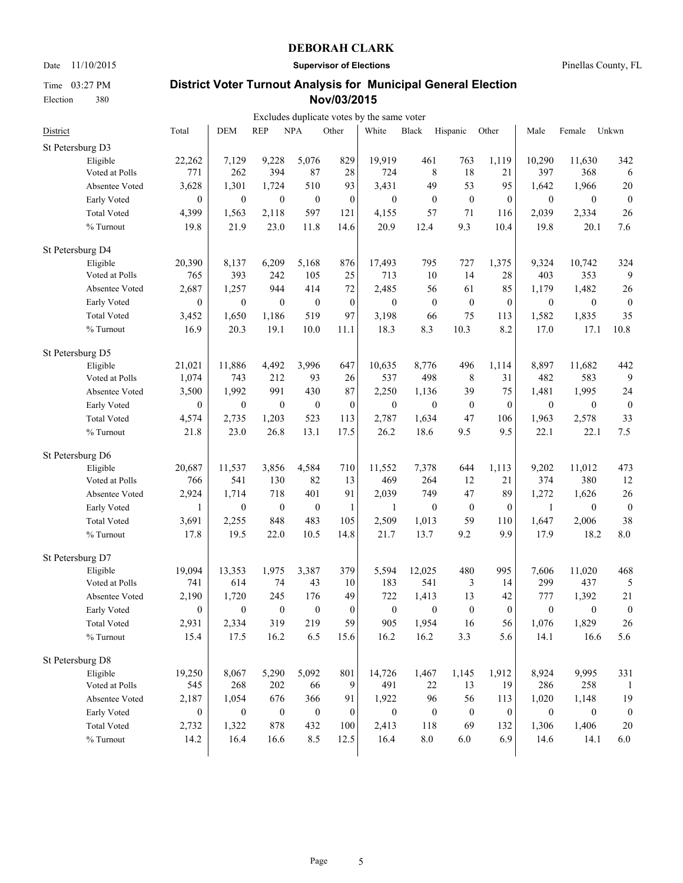# DEBORAH CLARK

Date 11/10/2015 **Supervisor of Elections** Pinellas County, FL

Time 03:27 PM
Election 380

## District Voter Turnout Analysis for Municipal General Election Nov/03/2015

Excludes duplicate votes by the same voter

| District | Total | DEM | REP | NPA | Other | White | Black | Hispanic | Other | Male | Female | Unkwn |
|---|---|---|---|---|---|---|---|---|---|---|---|---|
| **St Petersburg D3** | | | | | | | | | | | | |
| Eligible | 22,262 | 7,129 | 9,228 | 5,076 | 829 | 19,919 | 461 | 763 | 1,119 | 10,290 | 11,630 | 342 |
| Voted at Polls | 771 | 262 | 394 | 87 | 28 | 724 | 8 | 18 | 21 | 397 | 368 | 6 |
| Absentee Voted | 3,628 | 1,301 | 1,724 | 510 | 93 | 3,431 | 49 | 53 | 95 | 1,642 | 1,966 | 20 |
| Early Voted | 0 | 0 | 0 | 0 | 0 | 0 | 0 | 0 | 0 | 0 | 0 | 0 |
| Total Voted | 4,399 | 1,563 | 2,118 | 597 | 121 | 4,155 | 57 | 71 | 116 | 2,039 | 2,334 | 26 |
| % Turnout | 19.8 | 21.9 | 23.0 | 11.8 | 14.6 | 20.9 | 12.4 | 9.3 | 10.4 | 19.8 | 20.1 | 7.6 |
| **St Petersburg D4** | | | | | | | | | | | | |
| Eligible | 20,390 | 8,137 | 6,209 | 5,168 | 876 | 17,493 | 795 | 727 | 1,375 | 9,324 | 10,742 | 324 |
| Voted at Polls | 765 | 393 | 242 | 105 | 25 | 713 | 10 | 14 | 28 | 403 | 353 | 9 |
| Absentee Voted | 2,687 | 1,257 | 944 | 414 | 72 | 2,485 | 56 | 61 | 85 | 1,179 | 1,482 | 26 |
| Early Voted | 0 | 0 | 0 | 0 | 0 | 0 | 0 | 0 | 0 | 0 | 0 | 0 |
| Total Voted | 3,452 | 1,650 | 1,186 | 519 | 97 | 3,198 | 66 | 75 | 113 | 1,582 | 1,835 | 35 |
| % Turnout | 16.9 | 20.3 | 19.1 | 10.0 | 11.1 | 18.3 | 8.3 | 10.3 | 8.2 | 17.0 | 17.1 | 10.8 |
| **St Petersburg D5** | | | | | | | | | | | | |
| Eligible | 21,021 | 11,886 | 4,492 | 3,996 | 647 | 10,635 | 8,776 | 496 | 1,114 | 8,897 | 11,682 | 442 |
| Voted at Polls | 1,074 | 743 | 212 | 93 | 26 | 537 | 498 | 8 | 31 | 482 | 583 | 9 |
| Absentee Voted | 3,500 | 1,992 | 991 | 430 | 87 | 2,250 | 1,136 | 39 | 75 | 1,481 | 1,995 | 24 |
| Early Voted | 0 | 0 | 0 | 0 | 0 | 0 | 0 | 0 | 0 | 0 | 0 | 0 |
| Total Voted | 4,574 | 2,735 | 1,203 | 523 | 113 | 2,787 | 1,634 | 47 | 106 | 1,963 | 2,578 | 33 |
| % Turnout | 21.8 | 23.0 | 26.8 | 13.1 | 17.5 | 26.2 | 18.6 | 9.5 | 9.5 | 22.1 | 22.1 | 7.5 |
| **St Petersburg D6** | | | | | | | | | | | | |
| Eligible | 20,687 | 11,537 | 3,856 | 4,584 | 710 | 11,552 | 7,378 | 644 | 1,113 | 9,202 | 11,012 | 473 |
| Voted at Polls | 766 | 541 | 130 | 82 | 13 | 469 | 264 | 12 | 21 | 374 | 380 | 12 |
| Absentee Voted | 2,924 | 1,714 | 718 | 401 | 91 | 2,039 | 749 | 47 | 89 | 1,272 | 1,626 | 26 |
| Early Voted | 1 | 0 | 0 | 0 | 1 | 1 | 0 | 0 | 0 | 1 | 0 | 0 |
| Total Voted | 3,691 | 2,255 | 848 | 483 | 105 | 2,509 | 1,013 | 59 | 110 | 1,647 | 2,006 | 38 |
| % Turnout | 17.8 | 19.5 | 22.0 | 10.5 | 14.8 | 21.7 | 13.7 | 9.2 | 9.9 | 17.9 | 18.2 | 8.0 |
| **St Petersburg D7** | | | | | | | | | | | | |
| Eligible | 19,094 | 13,353 | 1,975 | 3,387 | 379 | 5,594 | 12,025 | 480 | 995 | 7,606 | 11,020 | 468 |
| Voted at Polls | 741 | 614 | 74 | 43 | 10 | 183 | 541 | 3 | 14 | 299 | 437 | 5 |
| Absentee Voted | 2,190 | 1,720 | 245 | 176 | 49 | 722 | 1,413 | 13 | 42 | 777 | 1,392 | 21 |
| Early Voted | 0 | 0 | 0 | 0 | 0 | 0 | 0 | 0 | 0 | 0 | 0 | 0 |
| Total Voted | 2,931 | 2,334 | 319 | 219 | 59 | 905 | 1,954 | 16 | 56 | 1,076 | 1,829 | 26 |
| % Turnout | 15.4 | 17.5 | 16.2 | 6.5 | 15.6 | 16.2 | 16.2 | 3.3 | 5.6 | 14.1 | 16.6 | 5.6 |
| **St Petersburg D8** | | | | | | | | | | | | |
| Eligible | 19,250 | 8,067 | 5,290 | 5,092 | 801 | 14,726 | 1,467 | 1,145 | 1,912 | 8,924 | 9,995 | 331 |
| Voted at Polls | 545 | 268 | 202 | 66 | 9 | 491 | 22 | 13 | 19 | 286 | 258 | 1 |
| Absentee Voted | 2,187 | 1,054 | 676 | 366 | 91 | 1,922 | 96 | 56 | 113 | 1,020 | 1,148 | 19 |
| Early Voted | 0 | 0 | 0 | 0 | 0 | 0 | 0 | 0 | 0 | 0 | 0 | 0 |
| Total Voted | 2,732 | 1,322 | 878 | 432 | 100 | 2,413 | 118 | 69 | 132 | 1,306 | 1,406 | 20 |
| % Turnout | 14.2 | 16.4 | 16.6 | 8.5 | 12.5 | 16.4 | 8.0 | 6.0 | 6.9 | 14.6 | 14.1 | 6.0 |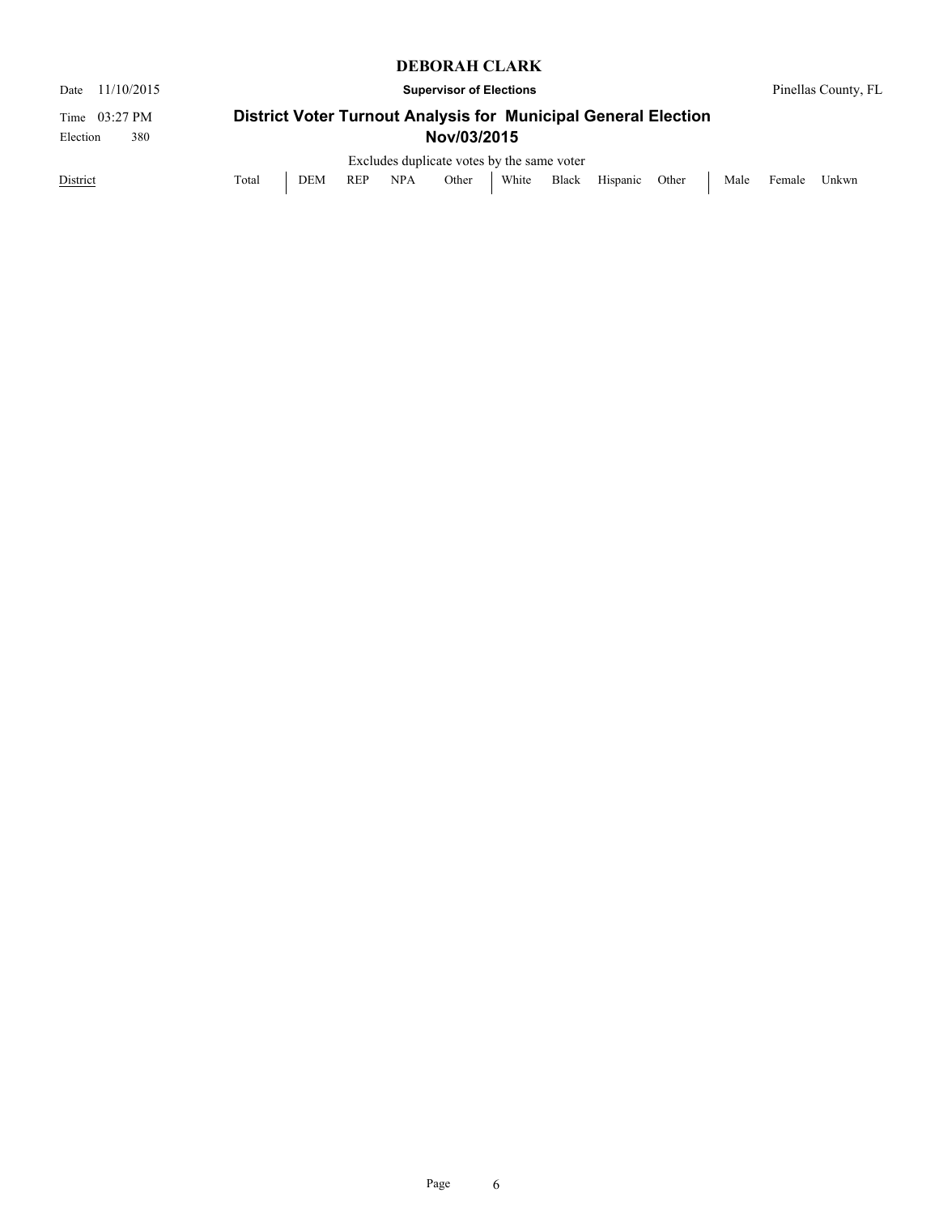# DEBORAH CLARK

**Supervisor of Elections**

Date 11/10/2015 — Pinellas County, FL

Time 03:27 PM

Election 380

## District Voter Turnout Analysis for Municipal General Election Nov/03/2015

Excludes duplicate votes by the same voter

| District | Total | DEM | REP | NPA | Other | White | Black | Hispanic | Other | Male | Female | Unkwn |
|---|---|---|---|---|---|---|---|---|---|---|---|---|